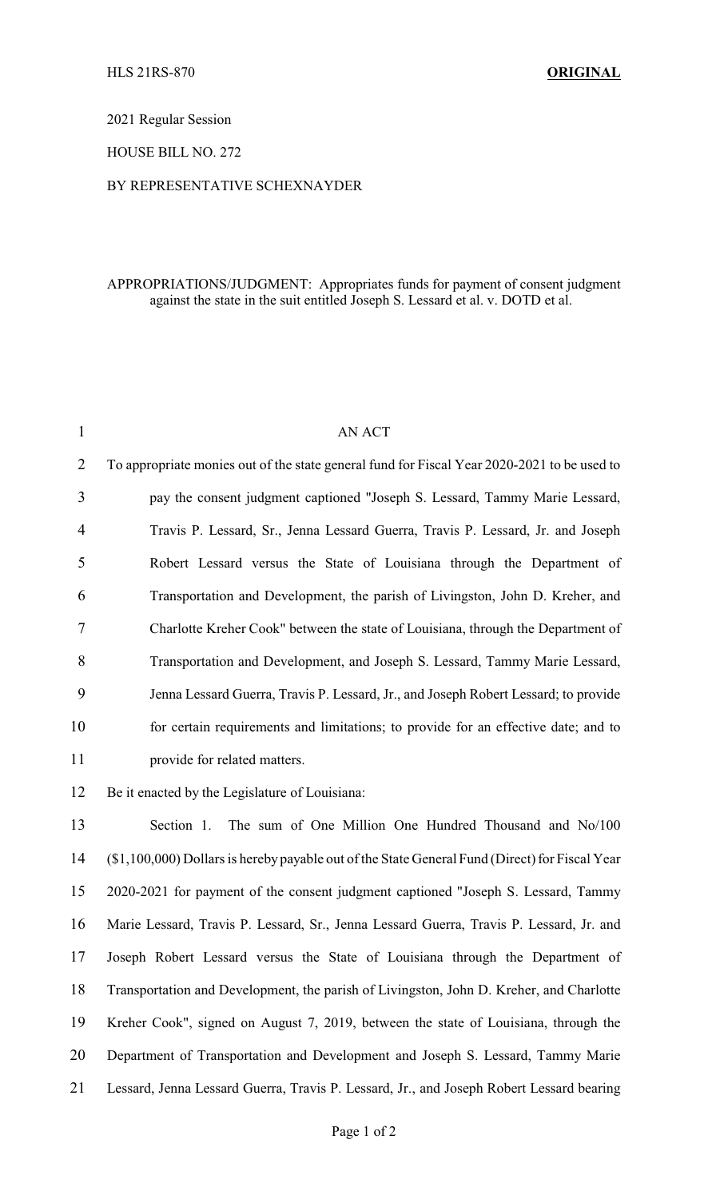HLS 21RS-870 **ORIGINAL**

2021 Regular Session

HOUSE BILL NO. 272

BY REPRESENTATIVE SCHEXNAYDER

APPROPRIATIONS/JUDGMENT: Appropriates funds for payment of consent judgment against the state in the suit entitled Joseph S. Lessard et al. v. DOTD et al.

AN ACT

To appropriate monies out of the state general fund for Fiscal Year 2020-2021 to be used to pay the consent judgment captioned "Joseph S. Lessard, Tammy Marie Lessard, Travis P. Lessard, Sr., Jenna Lessard Guerra, Travis P. Lessard, Jr. and Joseph Robert Lessard versus the State of Louisiana through the Department of Transportation and Development, the parish of Livingston, John D. Kreher, and Charlotte Kreher Cook" between the state of Louisiana, through the Department of Transportation and Development, and Joseph S. Lessard, Tammy Marie Lessard, Jenna Lessard Guerra, Travis P. Lessard, Jr., and Joseph Robert Lessard; to provide for certain requirements and limitations; to provide for an effective date; and to provide for related matters.

Be it enacted by the Legislature of Louisiana:

Section 1. The sum of One Million One Hundred Thousand and No/100 ($1,100,000) Dollars is hereby payable out of the State General Fund (Direct) for Fiscal Year 2020-2021 for payment of the consent judgment captioned "Joseph S. Lessard, Tammy Marie Lessard, Travis P. Lessard, Sr., Jenna Lessard Guerra, Travis P. Lessard, Jr. and Joseph Robert Lessard versus the State of Louisiana through the Department of Transportation and Development, the parish of Livingston, John D. Kreher, and Charlotte Kreher Cook", signed on August 7, 2019, between the state of Louisiana, through the Department of Transportation and Development and Joseph S. Lessard, Tammy Marie Lessard, Jenna Lessard Guerra, Travis P. Lessard, Jr., and Joseph Robert Lessard bearing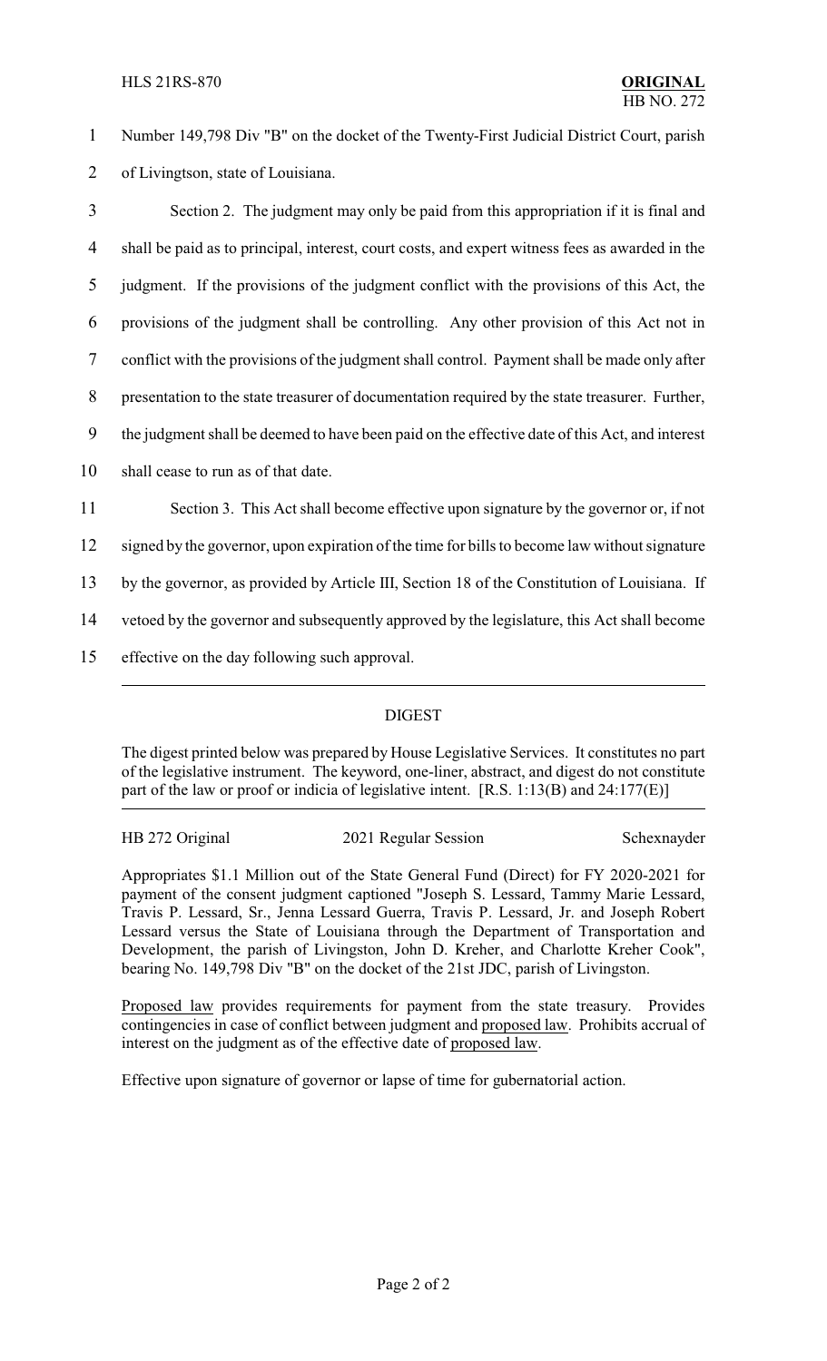Number 149,798 Div "B" on the docket of the Twenty-First Judicial District Court, parish of Livingtson, state of Louisiana.

Section 2. The judgment may only be paid from this appropriation if it is final and shall be paid as to principal, interest, court costs, and expert witness fees as awarded in the judgment. If the provisions of the judgment conflict with the provisions of this Act, the provisions of the judgment shall be controlling. Any other provision of this Act not in conflict with the provisions of the judgment shall control. Payment shall be made only after presentation to the state treasurer of documentation required by the state treasurer. Further, the judgment shall be deemed to have been paid on the effective date of this Act, and interest shall cease to run as of that date.

Section 3. This Act shall become effective upon signature by the governor or, if not signed by the governor, upon expiration of the time for bills to become law without signature by the governor, as provided by Article III, Section 18 of the Constitution of Louisiana. If vetoed by the governor and subsequently approved by the legislature, this Act shall become effective on the day following such approval.

## DIGEST

The digest printed below was prepared by House Legislative Services. It constitutes no part of the legislative instrument. The keyword, one-liner, abstract, and digest do not constitute part of the law or proof or indicia of legislative intent. [R.S. 1:13(B) and 24:177(E)]

HB 272 Original 2021 Regular Session Schexnayder

Appropriates $1.1 Million out of the State General Fund (Direct) for FY 2020-2021 for payment of the consent judgment captioned "Joseph S. Lessard, Tammy Marie Lessard, Travis P. Lessard, Sr., Jenna Lessard Guerra, Travis P. Lessard, Jr. and Joseph Robert Lessard versus the State of Louisiana through the Department of Transportation and Development, the parish of Livingston, John D. Kreher, and Charlotte Kreher Cook", bearing No. 149,798 Div "B" on the docket of the 21st JDC, parish of Livingston.

Proposed law provides requirements for payment from the state treasury. Provides contingencies in case of conflict between judgment and proposed law. Prohibits accrual of interest on the judgment as of the effective date of proposed law.

Effective upon signature of governor or lapse of time for gubernatorial action.